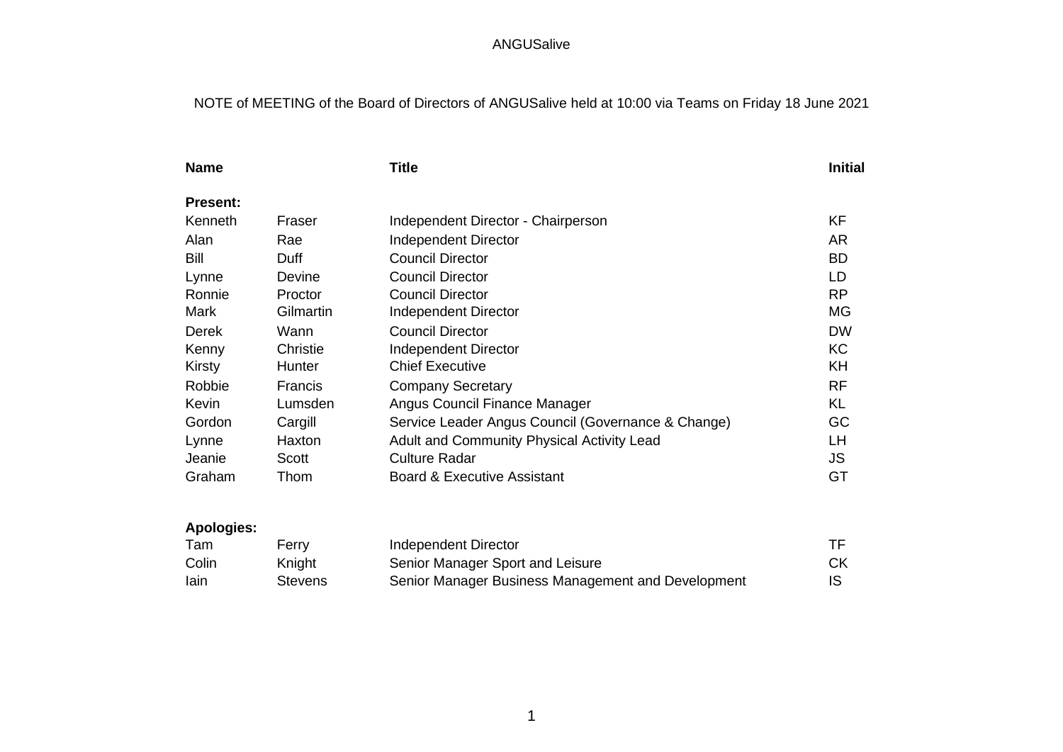ANGUSalive

NOTE of MEETING of the Board of Directors of ANGUSalive held at 10:00 via Teams on Friday 18 June 2021

| Name | | Title | Initial |
|---|---|---|---|
| **Present:** | | | |
| Kenneth | Fraser | Independent Director - Chairperson | KF |
| Alan | Rae | Independent Director | AR |
| Bill | Duff | Council Director | BD |
| Lynne | Devine | Council Director | LD |
| Ronnie | Proctor | Council Director | RP |
| Mark | Gilmartin | Independent Director | MG |
| Derek | Wann | Council Director | DW |
| Kenny | Christie | Independent Director | KC |
| Kirsty | Hunter | Chief Executive | KH |
| Robbie | Francis | Company Secretary | RF |
| Kevin | Lumsden | Angus Council Finance Manager | KL |
| Gordon | Cargill | Service Leader Angus Council (Governance & Change) | GC |
| Lynne | Haxton | Adult and Community Physical Activity Lead | LH |
| Jeanie | Scott | Culture Radar | JS |
| Graham | Thom | Board & Executive Assistant | GT |
| **Apologies:** | | | |
| Tam | Ferry | Independent Director | TF |
| Colin | Knight | Senior Manager Sport and Leisure | CK |
| Iain | Stevens | Senior Manager Business Management and Development | IS |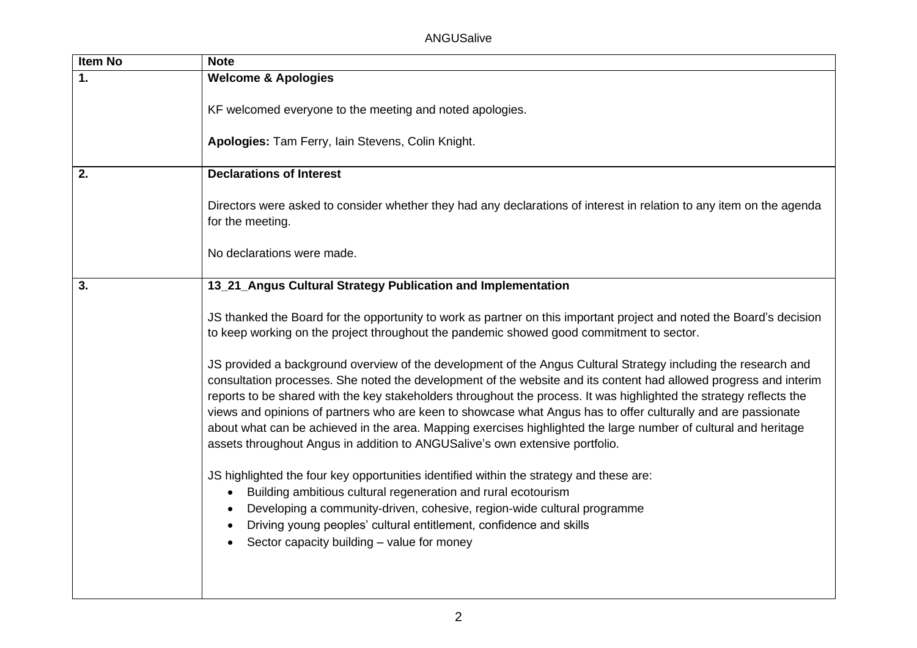| Item No | Note |
|---|---|
| **1.** | **Welcome & Apologies**<br><br>KF welcomed everyone to the meeting and noted apologies.<br><br>**Apologies:** Tam Ferry, Iain Stevens, Colin Knight. |
| **2.** | **Declarations of Interest**<br><br>Directors were asked to consider whether they had any declarations of interest in relation to any item on the agenda for the meeting.<br><br>No declarations were made. |
| **3.** | **13_21_Angus Cultural Strategy Publication and Implementation**<br><br>JS thanked the Board for the opportunity to work as partner on this important project and noted the Board's decision to keep working on the project throughout the pandemic showed good commitment to sector.<br><br>JS provided a background overview of the development of the Angus Cultural Strategy including the research and consultation processes. She noted the development of the website and its content had allowed progress and interim reports to be shared with the key stakeholders throughout the process. It was highlighted the strategy reflects the views and opinions of partners who are keen to showcase what Angus has to offer culturally and are passionate about what can be achieved in the area. Mapping exercises highlighted the large number of cultural and heritage assets throughout Angus in addition to ANGUSalive's own extensive portfolio.<br><br>JS highlighted the four key opportunities identified within the strategy and these are:<br>• Building ambitious cultural regeneration and rural ecotourism<br>• Developing a community-driven, cohesive, region-wide cultural programme<br>• Driving young peoples' cultural entitlement, confidence and skills<br>• Sector capacity building – value for money |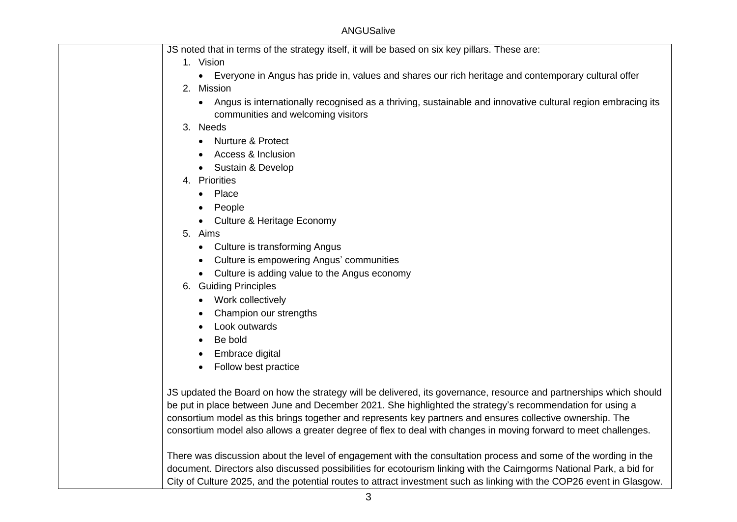| | |
|---|---|
| | JS noted that in terms of the strategy itself, it will be based on six key pillars. These are:<br>1. Vision<br>• Everyone in Angus has pride in, values and shares our rich heritage and contemporary cultural offer<br>2. Mission<br>• Angus is internationally recognised as a thriving, sustainable and innovative cultural region embracing its communities and welcoming visitors<br>3. Needs<br>• Nurture & Protect<br>• Access & Inclusion<br>• Sustain & Develop<br>4. Priorities<br>• Place<br>• People<br>• Culture & Heritage Economy<br>5. Aims<br>• Culture is transforming Angus<br>• Culture is empowering Angus' communities<br>• Culture is adding value to the Angus economy<br>6. Guiding Principles<br>• Work collectively<br>• Champion our strengths<br>• Look outwards<br>• Be bold<br>• Embrace digital<br>• Follow best practice<br><br>JS updated the Board on how the strategy will be delivered, its governance, resource and partnerships which should be put in place between June and December 2021. She highlighted the strategy's recommendation for using a consortium model as this brings together and represents key partners and ensures collective ownership. The consortium model also allows a greater degree of flex to deal with changes in moving forward to meet challenges.<br><br>There was discussion about the level of engagement with the consultation process and some of the wording in the document. Directors also discussed possibilities for ecotourism linking with the Cairngorms National Park, a bid for City of Culture 2025, and the potential routes to attract investment such as linking with the COP26 event in Glasgow. |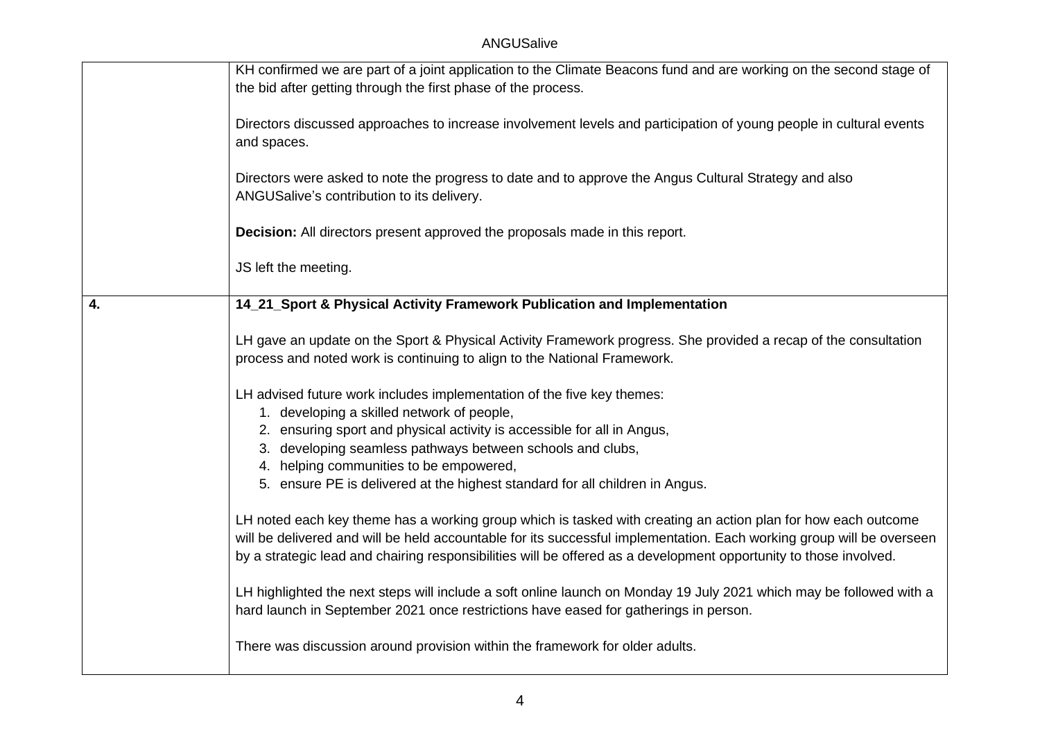| | |
|---|---|
| | KH confirmed we are part of a joint application to the Climate Beacons fund and are working on the second stage of the bid after getting through the first phase of the process.<br><br>Directors discussed approaches to increase involvement levels and participation of young people in cultural events and spaces.<br><br>Directors were asked to note the progress to date and to approve the Angus Cultural Strategy and also ANGUSalive's contribution to its delivery.<br><br>**Decision:** All directors present approved the proposals made in this report.<br><br>JS left the meeting. |
| **4.** | **14_21_Sport & Physical Activity Framework Publication and Implementation**<br><br>LH gave an update on the Sport & Physical Activity Framework progress. She provided a recap of the consultation process and noted work is continuing to align to the National Framework.<br><br>LH advised future work includes implementation of the five key themes:<br>1. developing a skilled network of people,<br>2. ensuring sport and physical activity is accessible for all in Angus,<br>3. developing seamless pathways between schools and clubs,<br>4. helping communities to be empowered,<br>5. ensure PE is delivered at the highest standard for all children in Angus.<br><br>LH noted each key theme has a working group which is tasked with creating an action plan for how each outcome will be delivered and will be held accountable for its successful implementation. Each working group will be overseen by a strategic lead and chairing responsibilities will be offered as a development opportunity to those involved.<br><br>LH highlighted the next steps will include a soft online launch on Monday 19 July 2021 which may be followed with a hard launch in September 2021 once restrictions have eased for gatherings in person.<br><br>There was discussion around provision within the framework for older adults. |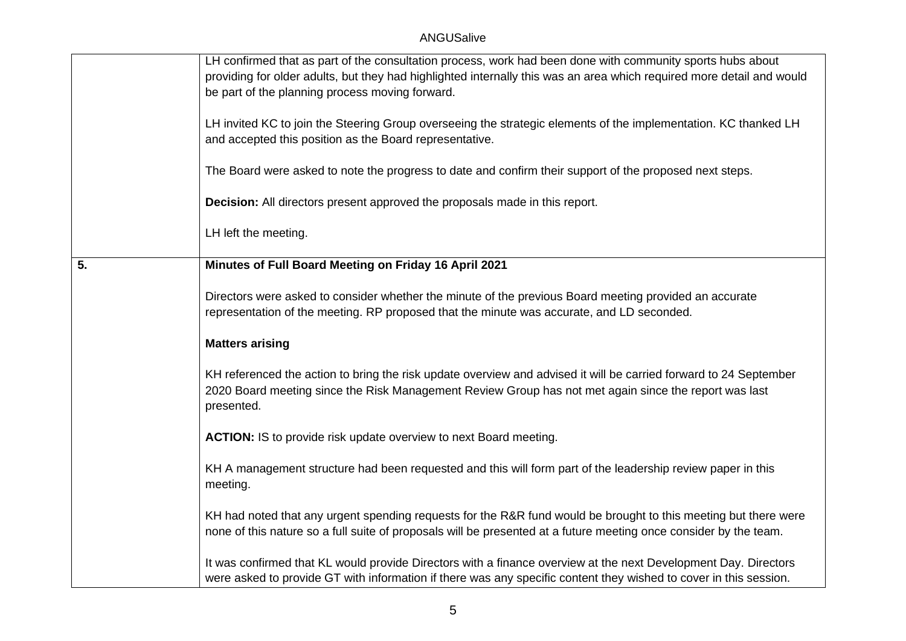| | |
|---|---|
| | LH confirmed that as part of the consultation process, work had been done with community sports hubs about providing for older adults, but they had highlighted internally this was an area which required more detail and would be part of the planning process moving forward.<br><br>LH invited KC to join the Steering Group overseeing the strategic elements of the implementation. KC thanked LH and accepted this position as the Board representative.<br><br>The Board were asked to note the progress to date and confirm their support of the proposed next steps.<br><br>**Decision:** All directors present approved the proposals made in this report.<br><br>LH left the meeting. |
| **5.** | **Minutes of Full Board Meeting on Friday 16 April 2021**<br><br>Directors were asked to consider whether the minute of the previous Board meeting provided an accurate representation of the meeting. RP proposed that the minute was accurate, and LD seconded.<br><br>**Matters arising**<br><br>KH referenced the action to bring the risk update overview and advised it will be carried forward to 24 September 2020 Board meeting since the Risk Management Review Group has not met again since the report was last presented.<br><br>**ACTION:** IS to provide risk update overview to next Board meeting.<br><br>KH A management structure had been requested and this will form part of the leadership review paper in this meeting.<br><br>KH had noted that any urgent spending requests for the R&R fund would be brought to this meeting but there were none of this nature so a full suite of proposals will be presented at a future meeting once consider by the team.<br><br>It was confirmed that KL would provide Directors with a finance overview at the next Development Day. Directors were asked to provide GT with information if there was any specific content they wished to cover in this session. |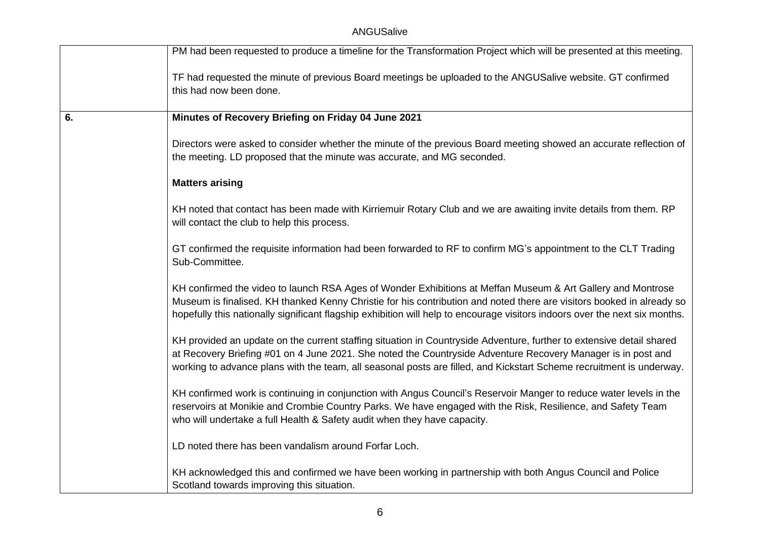| | |
|---|---|
| | PM had been requested to produce a timeline for the Transformation Project which will be presented at this meeting.<br><br>TF had requested the minute of previous Board meetings be uploaded to the ANGUSalive website. GT confirmed this had now been done. |
| **6.** | **Minutes of Recovery Briefing on Friday 04 June 2021**<br><br>Directors were asked to consider whether the minute of the previous Board meeting showed an accurate reflection of the meeting. LD proposed that the minute was accurate, and MG seconded.<br><br>**Matters arising**<br><br>KH noted that contact has been made with Kirriemuir Rotary Club and we are awaiting invite details from them. RP will contact the club to help this process.<br><br>GT confirmed the requisite information had been forwarded to RF to confirm MG's appointment to the CLT Trading Sub-Committee.<br><br>KH confirmed the video to launch RSA Ages of Wonder Exhibitions at Meffan Museum & Art Gallery and Montrose Museum is finalised. KH thanked Kenny Christie for his contribution and noted there are visitors booked in already so hopefully this nationally significant flagship exhibition will help to encourage visitors indoors over the next six months.<br><br>KH provided an update on the current staffing situation in Countryside Adventure, further to extensive detail shared at Recovery Briefing #01 on 4 June 2021. She noted the Countryside Adventure Recovery Manager is in post and working to advance plans with the team, all seasonal posts are filled, and Kickstart Scheme recruitment is underway.<br><br>KH confirmed work is continuing in conjunction with Angus Council's Reservoir Manger to reduce water levels in the reservoirs at Monikie and Crombie Country Parks. We have engaged with the Risk, Resilience, and Safety Team who will undertake a full Health & Safety audit when they have capacity.<br><br>LD noted there has been vandalism around Forfar Loch.<br><br>KH acknowledged this and confirmed we have been working in partnership with both Angus Council and Police Scotland towards improving this situation. |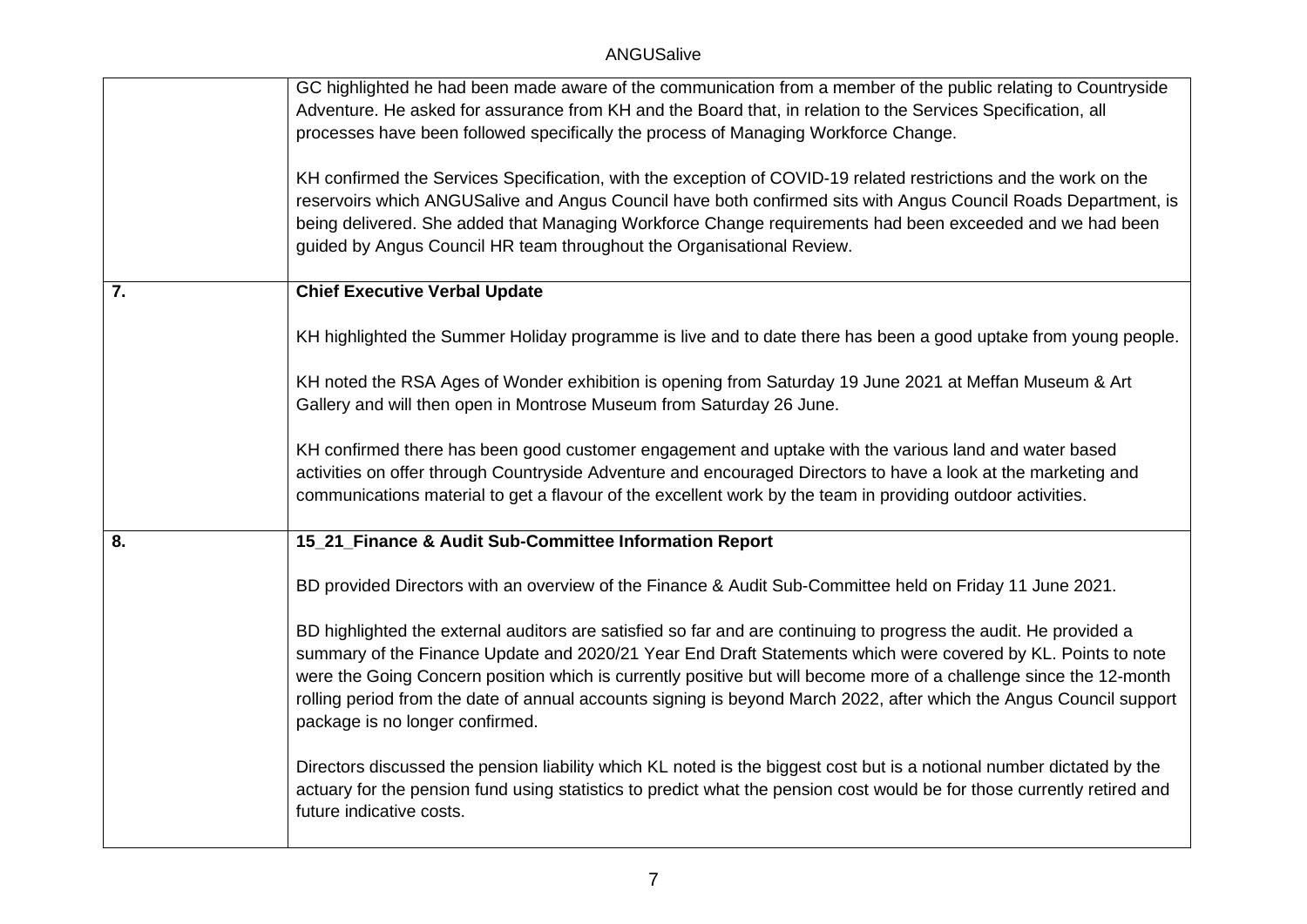| | |
|---|---|
| | GC highlighted he had been made aware of the communication from a member of the public relating to Countryside Adventure. He asked for assurance from KH and the Board that, in relation to the Services Specification, all processes have been followed specifically the process of Managing Workforce Change.<br><br>KH confirmed the Services Specification, with the exception of COVID-19 related restrictions and the work on the reservoirs which ANGUSalive and Angus Council have both confirmed sits with Angus Council Roads Department, is being delivered. She added that Managing Workforce Change requirements had been exceeded and we had been guided by Angus Council HR team throughout the Organisational Review. |
| **7.** | **Chief Executive Verbal Update**<br><br>KH highlighted the Summer Holiday programme is live and to date there has been a good uptake from young people.<br><br>KH noted the RSA Ages of Wonder exhibition is opening from Saturday 19 June 2021 at Meffan Museum & Art Gallery and will then open in Montrose Museum from Saturday 26 June.<br><br>KH confirmed there has been good customer engagement and uptake with the various land and water based activities on offer through Countryside Adventure and encouraged Directors to have a look at the marketing and communications material to get a flavour of the excellent work by the team in providing outdoor activities. |
| **8.** | **15_21_Finance & Audit Sub-Committee Information Report**<br><br>BD provided Directors with an overview of the Finance & Audit Sub-Committee held on Friday 11 June 2021.<br><br>BD highlighted the external auditors are satisfied so far and are continuing to progress the audit. He provided a summary of the Finance Update and 2020/21 Year End Draft Statements which were covered by KL. Points to note were the Going Concern position which is currently positive but will become more of a challenge since the 12-month rolling period from the date of annual accounts signing is beyond March 2022, after which the Angus Council support package is no longer confirmed.<br><br>Directors discussed the pension liability which KL noted is the biggest cost but is a notional number dictated by the actuary for the pension fund using statistics to predict what the pension cost would be for those currently retired and future indicative costs. |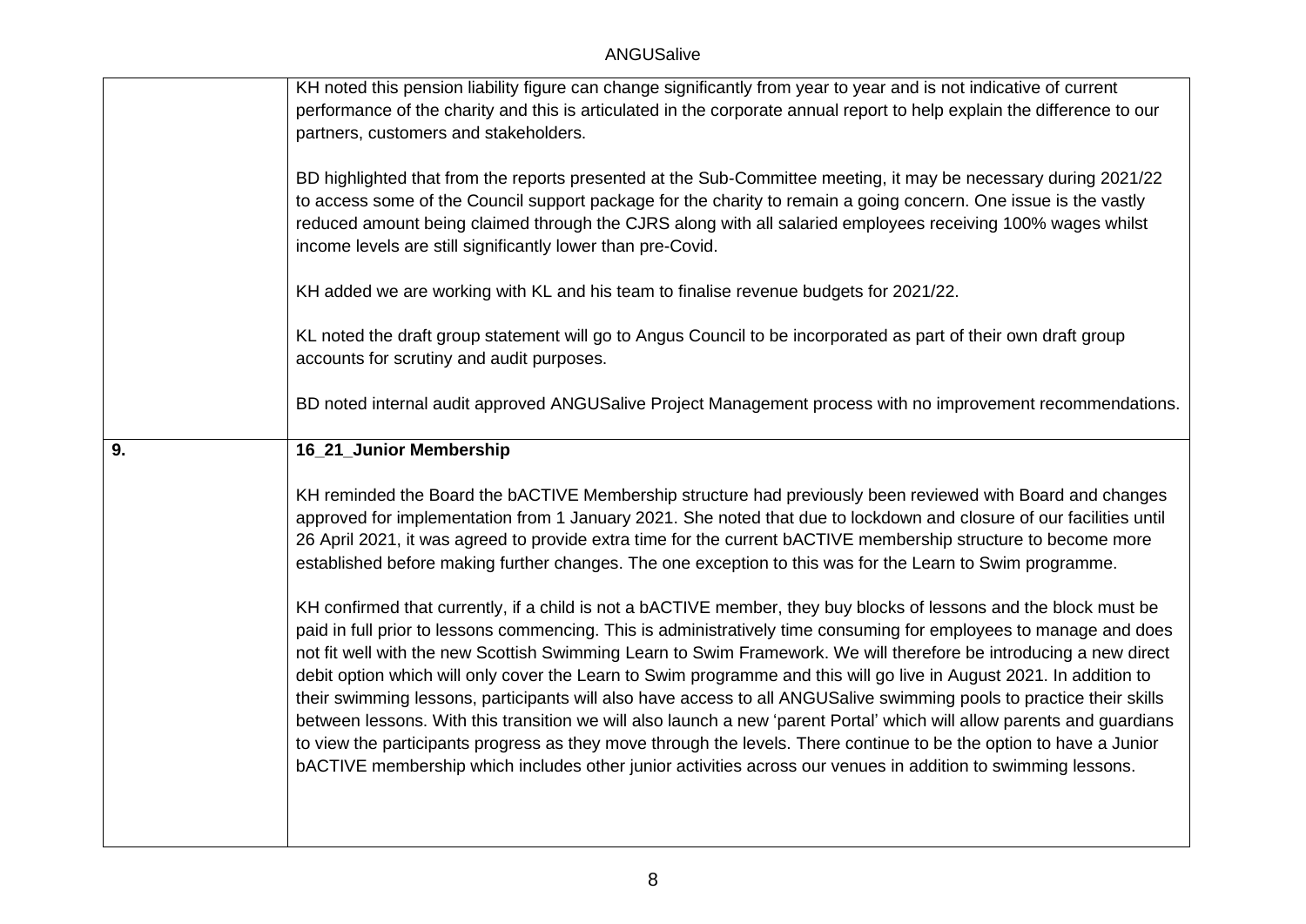| | |
|---|---|
| | KH noted this pension liability figure can change significantly from year to year and is not indicative of current performance of the charity and this is articulated in the corporate annual report to help explain the difference to our partners, customers and stakeholders.<br><br>BD highlighted that from the reports presented at the Sub-Committee meeting, it may be necessary during 2021/22 to access some of the Council support package for the charity to remain a going concern. One issue is the vastly reduced amount being claimed through the CJRS along with all salaried employees receiving 100% wages whilst income levels are still significantly lower than pre-Covid.<br><br>KH added we are working with KL and his team to finalise revenue budgets for 2021/22.<br><br>KL noted the draft group statement will go to Angus Council to be incorporated as part of their own draft group accounts for scrutiny and audit purposes.<br><br>BD noted internal audit approved ANGUSalive Project Management process with no improvement recommendations. |
| **9.** | **16_21_Junior Membership**<br><br>KH reminded the Board the bACTIVE Membership structure had previously been reviewed with Board and changes approved for implementation from 1 January 2021. She noted that due to lockdown and closure of our facilities until 26 April 2021, it was agreed to provide extra time for the current bACTIVE membership structure to become more established before making further changes. The one exception to this was for the Learn to Swim programme.<br><br>KH confirmed that currently, if a child is not a bACTIVE member, they buy blocks of lessons and the block must be paid in full prior to lessons commencing. This is administratively time consuming for employees to manage and does not fit well with the new Scottish Swimming Learn to Swim Framework. We will therefore be introducing a new direct debit option which will only cover the Learn to Swim programme and this will go live in August 2021. In addition to their swimming lessons, participants will also have access to all ANGUSalive swimming pools to practice their skills between lessons. With this transition we will also launch a new 'parent Portal' which will allow parents and guardians to view the participants progress as they move through the levels. There continue to be the option to have a Junior bACTIVE membership which includes other junior activities across our venues in addition to swimming lessons. |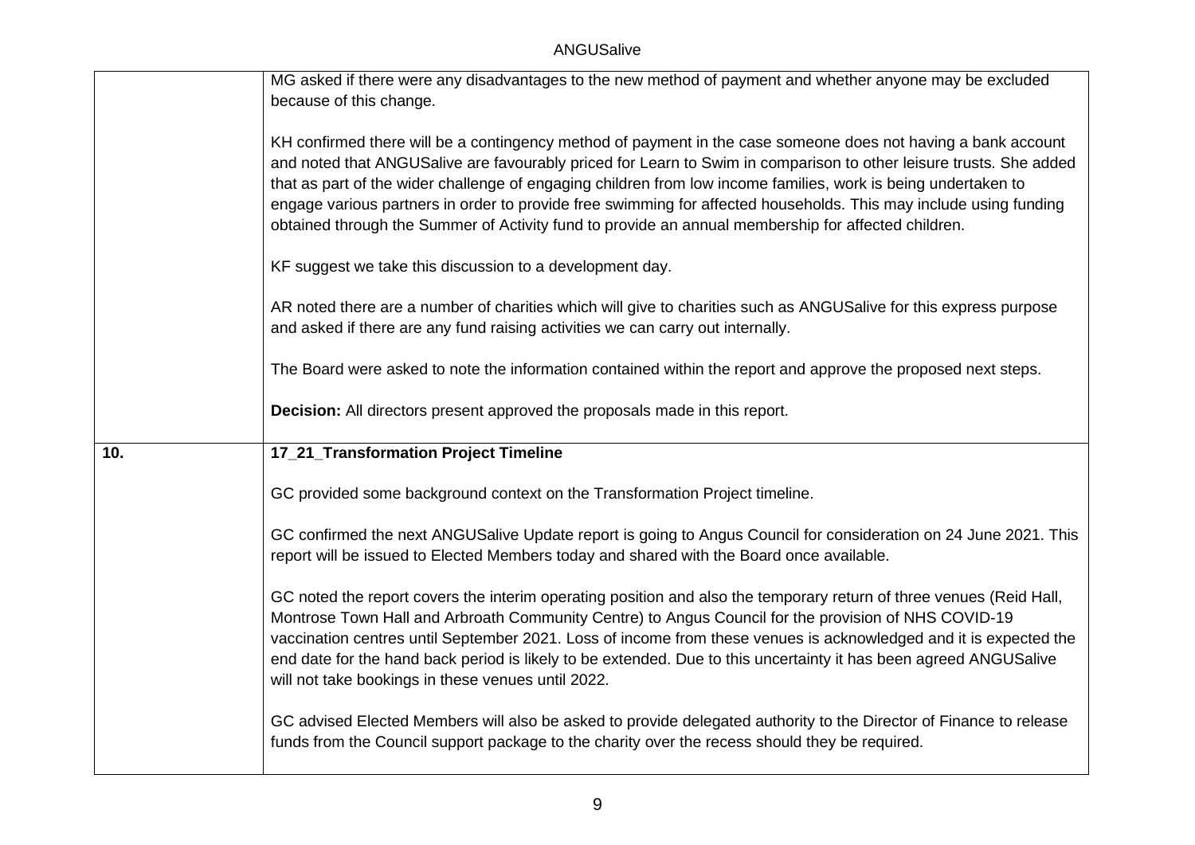| | |
|---|---|
| | MG asked if there were any disadvantages to the new method of payment and whether anyone may be excluded because of this change.<br><br>KH confirmed there will be a contingency method of payment in the case someone does not having a bank account and noted that ANGUSalive are favourably priced for Learn to Swim in comparison to other leisure trusts. She added that as part of the wider challenge of engaging children from low income families, work is being undertaken to engage various partners in order to provide free swimming for affected households. This may include using funding obtained through the Summer of Activity fund to provide an annual membership for affected children.<br><br>KF suggest we take this discussion to a development day.<br><br>AR noted there are a number of charities which will give to charities such as ANGUSalive for this express purpose and asked if there are any fund raising activities we can carry out internally.<br><br>The Board were asked to note the information contained within the report and approve the proposed next steps.<br><br>**Decision:** All directors present approved the proposals made in this report. |
| **10.** | **17_21_Transformation Project Timeline**<br><br>GC provided some background context on the Transformation Project timeline.<br><br>GC confirmed the next ANGUSalive Update report is going to Angus Council for consideration on 24 June 2021. This report will be issued to Elected Members today and shared with the Board once available.<br><br>GC noted the report covers the interim operating position and also the temporary return of three venues (Reid Hall, Montrose Town Hall and Arbroath Community Centre) to Angus Council for the provision of NHS COVID-19 vaccination centres until September 2021. Loss of income from these venues is acknowledged and it is expected the end date for the hand back period is likely to be extended. Due to this uncertainty it has been agreed ANGUSalive will not take bookings in these venues until 2022.<br><br>GC advised Elected Members will also be asked to provide delegated authority to the Director of Finance to release funds from the Council support package to the charity over the recess should they be required. |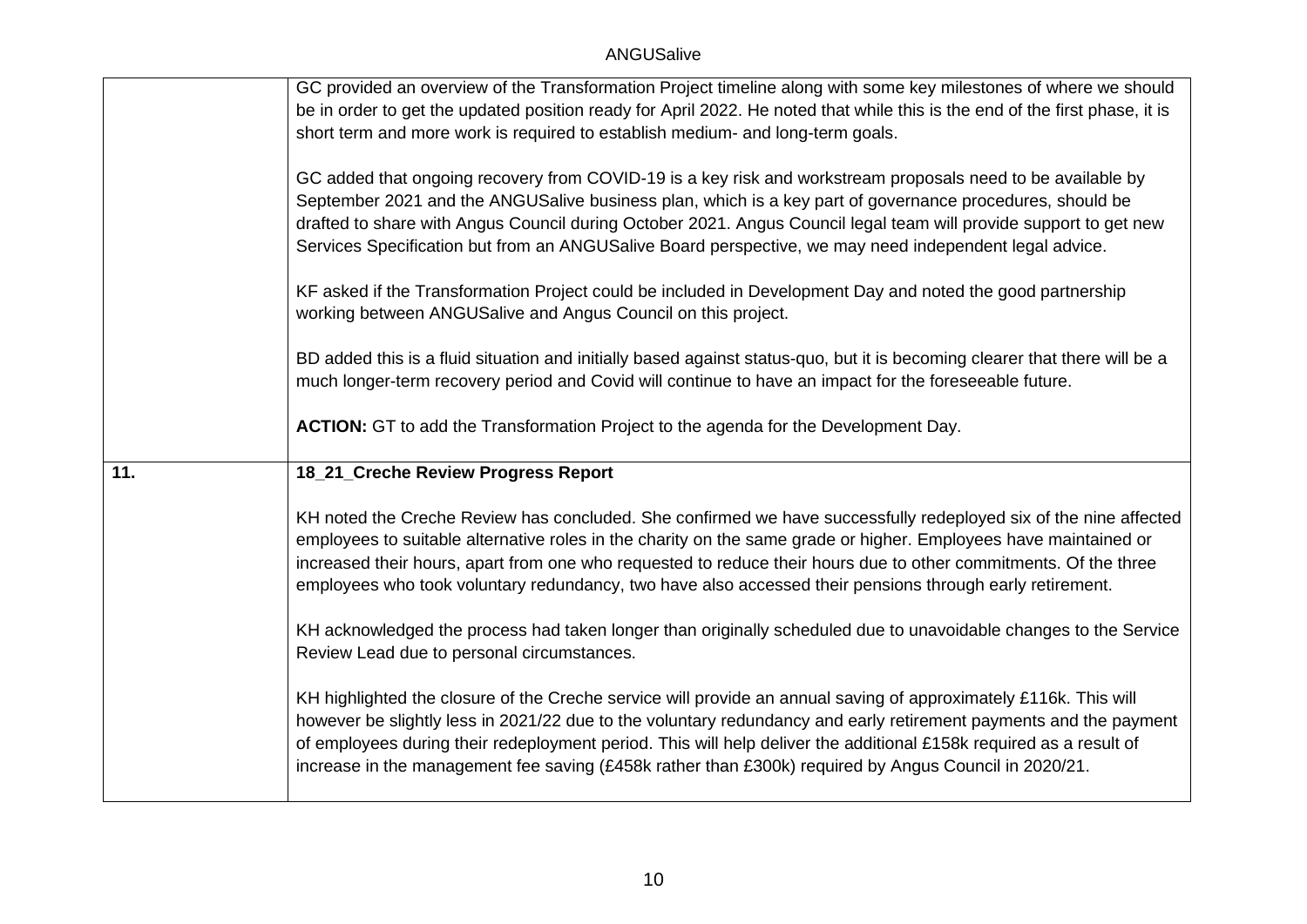| | |
|---|---|
| | GC provided an overview of the Transformation Project timeline along with some key milestones of where we should be in order to get the updated position ready for April 2022. He noted that while this is the end of the first phase, it is short term and more work is required to establish medium- and long-term goals.<br><br>GC added that ongoing recovery from COVID-19 is a key risk and workstream proposals need to be available by September 2021 and the ANGUSalive business plan, which is a key part of governance procedures, should be drafted to share with Angus Council during October 2021. Angus Council legal team will provide support to get new Services Specification but from an ANGUSalive Board perspective, we may need independent legal advice.<br><br>KF asked if the Transformation Project could be included in Development Day and noted the good partnership working between ANGUSalive and Angus Council on this project.<br><br>BD added this is a fluid situation and initially based against status-quo, but it is becoming clearer that there will be a much longer-term recovery period and Covid will continue to have an impact for the foreseeable future.<br><br>**ACTION:** GT to add the Transformation Project to the agenda for the Development Day. |
| **11.** | **18_21_Creche Review Progress Report**<br><br>KH noted the Creche Review has concluded. She confirmed we have successfully redeployed six of the nine affected employees to suitable alternative roles in the charity on the same grade or higher. Employees have maintained or increased their hours, apart from one who requested to reduce their hours due to other commitments. Of the three employees who took voluntary redundancy, two have also accessed their pensions through early retirement.<br><br>KH acknowledged the process had taken longer than originally scheduled due to unavoidable changes to the Service Review Lead due to personal circumstances.<br><br>KH highlighted the closure of the Creche service will provide an annual saving of approximately £116k. This will however be slightly less in 2021/22 due to the voluntary redundancy and early retirement payments and the payment of employees during their redeployment period. This will help deliver the additional £158k required as a result of increase in the management fee saving (£458k rather than £300k) required by Angus Council in 2020/21. |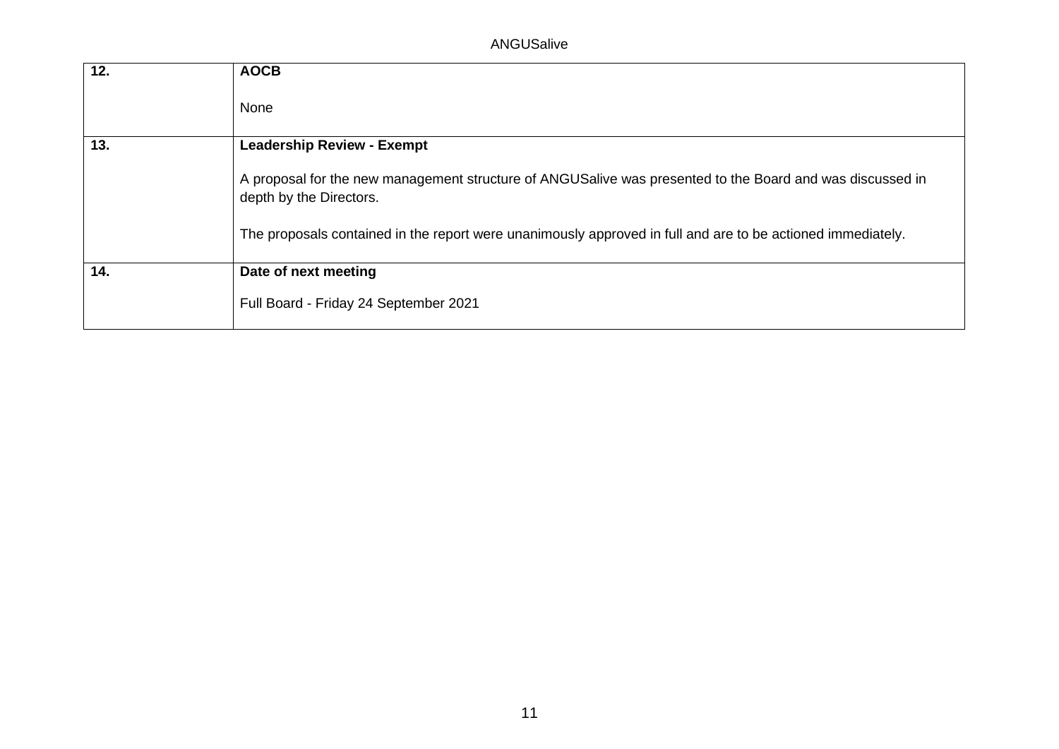| | |
|---|---|
| 12. | **AOCB**<br><br>None |
| 13. | **Leadership Review - Exempt**<br><br>A proposal for the new management structure of ANGUSalive was presented to the Board and was discussed in depth by the Directors.<br><br>The proposals contained in the report were unanimously approved in full and are to be actioned immediately. |
| 14. | **Date of next meeting**<br><br>Full Board - Friday 24 September 2021 |